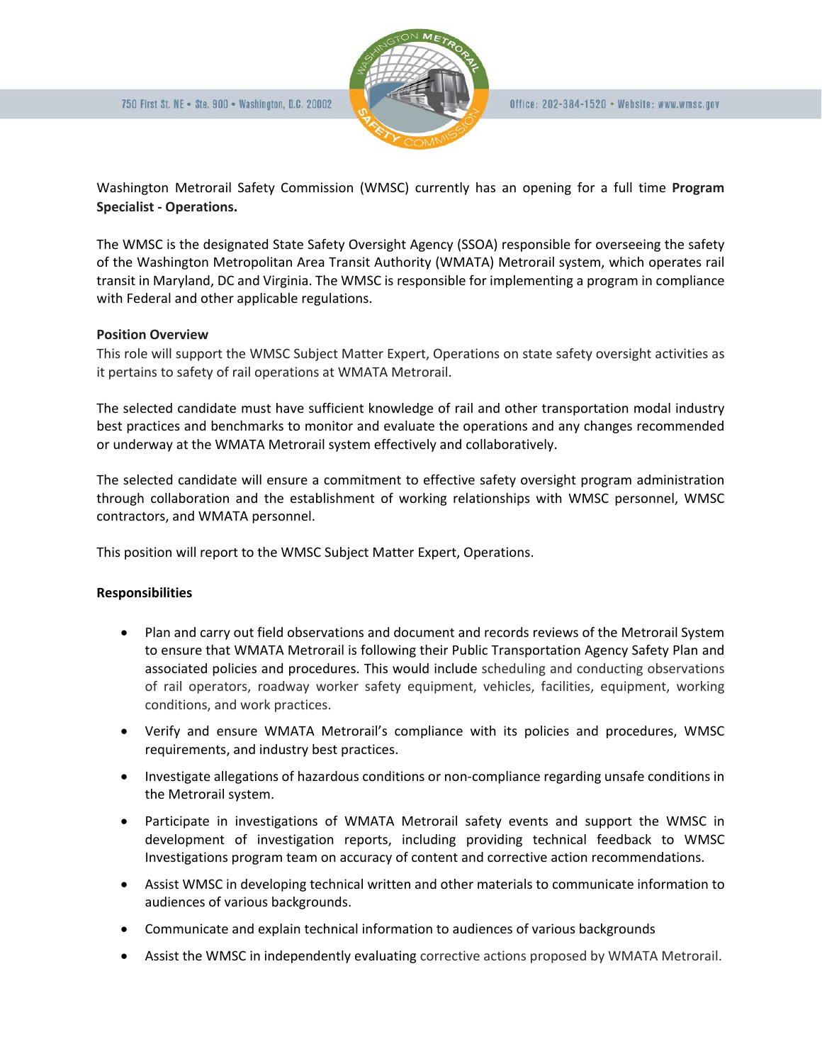750 First St. NE • Ste. 900 • Washington, D.C. 20002

Office: 202-384-1520 • Website: www.wmsc.gov

Washington Metrorail Safety Commission (WMSC) currently has an opening for a full time **Program Specialist - Operations.**

The WMSC is the designated State Safety Oversight Agency (SSOA) responsible for overseeing the safety of the Washington Metropolitan Area Transit Authority (WMATA) Metrorail system, which operates rail transit in Maryland, DC and Virginia. The WMSC is responsible for implementing a program in compliance with Federal and other applicable regulations.

**Position Overview**

This role will support the WMSC Subject Matter Expert, Operations on state safety oversight activities as it pertains to safety of rail operations at WMATA Metrorail.

The selected candidate must have sufficient knowledge of rail and other transportation modal industry best practices and benchmarks to monitor and evaluate the operations and any changes recommended or underway at the WMATA Metrorail system effectively and collaboratively.

The selected candidate will ensure a commitment to effective safety oversight program administration through collaboration and the establishment of working relationships with WMSC personnel, WMSC contractors, and WMATA personnel.

This position will report to the WMSC Subject Matter Expert, Operations.

**Responsibilities**

- Plan and carry out field observations and document and records reviews of the Metrorail System to ensure that WMATA Metrorail is following their Public Transportation Agency Safety Plan and associated policies and procedures. This would include scheduling and conducting observations of rail operators, roadway worker safety equipment, vehicles, facilities, equipment, working conditions, and work practices.
- Verify and ensure WMATA Metrorail's compliance with its policies and procedures, WMSC requirements, and industry best practices.
- Investigate allegations of hazardous conditions or non-compliance regarding unsafe conditions in the Metrorail system.
- Participate in investigations of WMATA Metrorail safety events and support the WMSC in development of investigation reports, including providing technical feedback to WMSC Investigations program team on accuracy of content and corrective action recommendations.
- Assist WMSC in developing technical written and other materials to communicate information to audiences of various backgrounds.
- Communicate and explain technical information to audiences of various backgrounds
- Assist the WMSC in independently evaluating corrective actions proposed by WMATA Metrorail.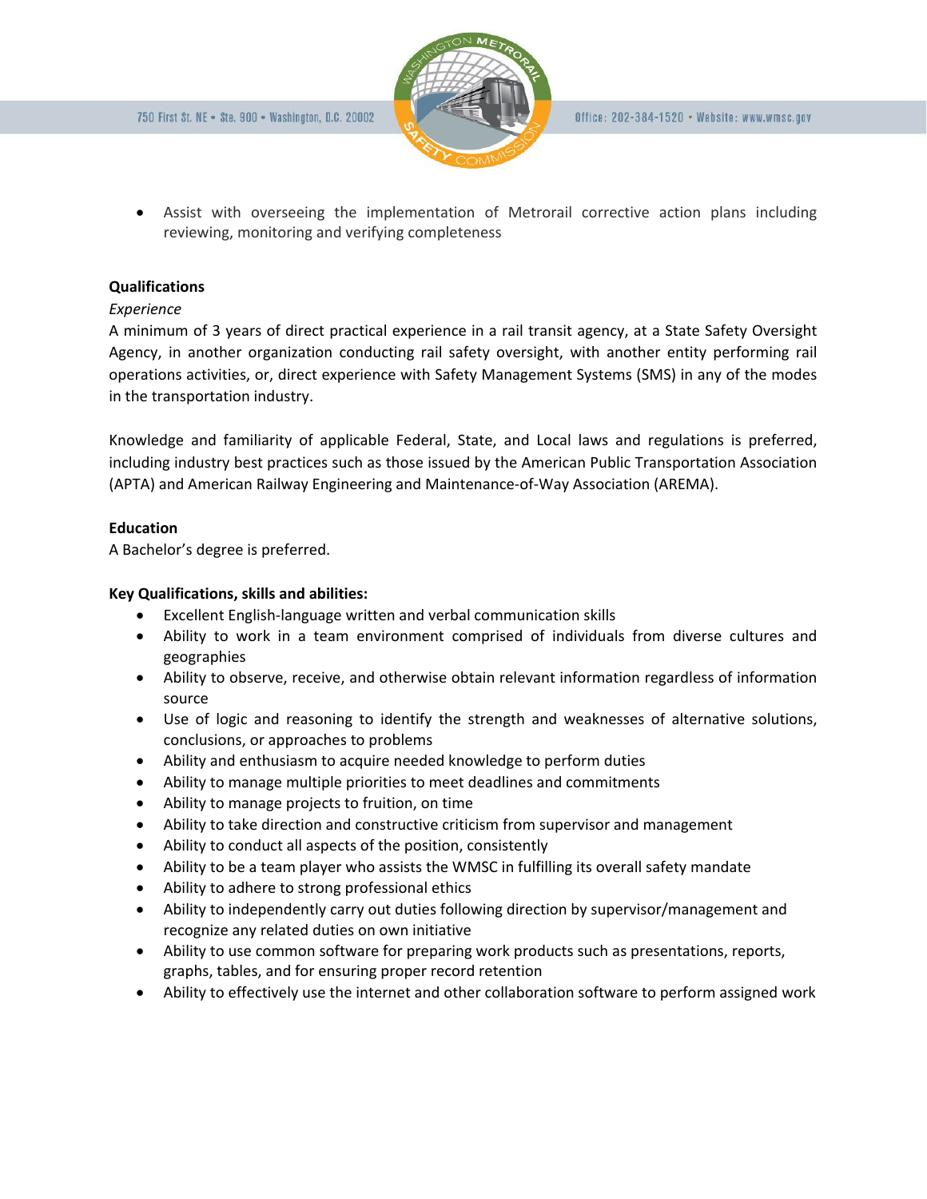- Assist with overseeing the implementation of Metrorail corrective action plans including reviewing, monitoring and verifying completeness

**Qualifications**

*Experience*

A minimum of 3 years of direct practical experience in a rail transit agency, at a State Safety Oversight Agency, in another organization conducting rail safety oversight, with another entity performing rail operations activities, or, direct experience with Safety Management Systems (SMS) in any of the modes in the transportation industry.

Knowledge and familiarity of applicable Federal, State, and Local laws and regulations is preferred, including industry best practices such as those issued by the American Public Transportation Association (APTA) and American Railway Engineering and Maintenance-of-Way Association (AREMA).

**Education**

A Bachelor's degree is preferred.

**Key Qualifications, skills and abilities:**

- Excellent English-language written and verbal communication skills
- Ability to work in a team environment comprised of individuals from diverse cultures and geographies
- Ability to observe, receive, and otherwise obtain relevant information regardless of information source
- Use of logic and reasoning to identify the strength and weaknesses of alternative solutions, conclusions, or approaches to problems
- Ability and enthusiasm to acquire needed knowledge to perform duties
- Ability to manage multiple priorities to meet deadlines and commitments
- Ability to manage projects to fruition, on time
- Ability to take direction and constructive criticism from supervisor and management
- Ability to conduct all aspects of the position, consistently
- Ability to be a team player who assists the WMSC in fulfilling its overall safety mandate
- Ability to adhere to strong professional ethics
- Ability to independently carry out duties following direction by supervisor/management and recognize any related duties on own initiative
- Ability to use common software for preparing work products such as presentations, reports, graphs, tables, and for ensuring proper record retention
- Ability to effectively use the internet and other collaboration software to perform assigned work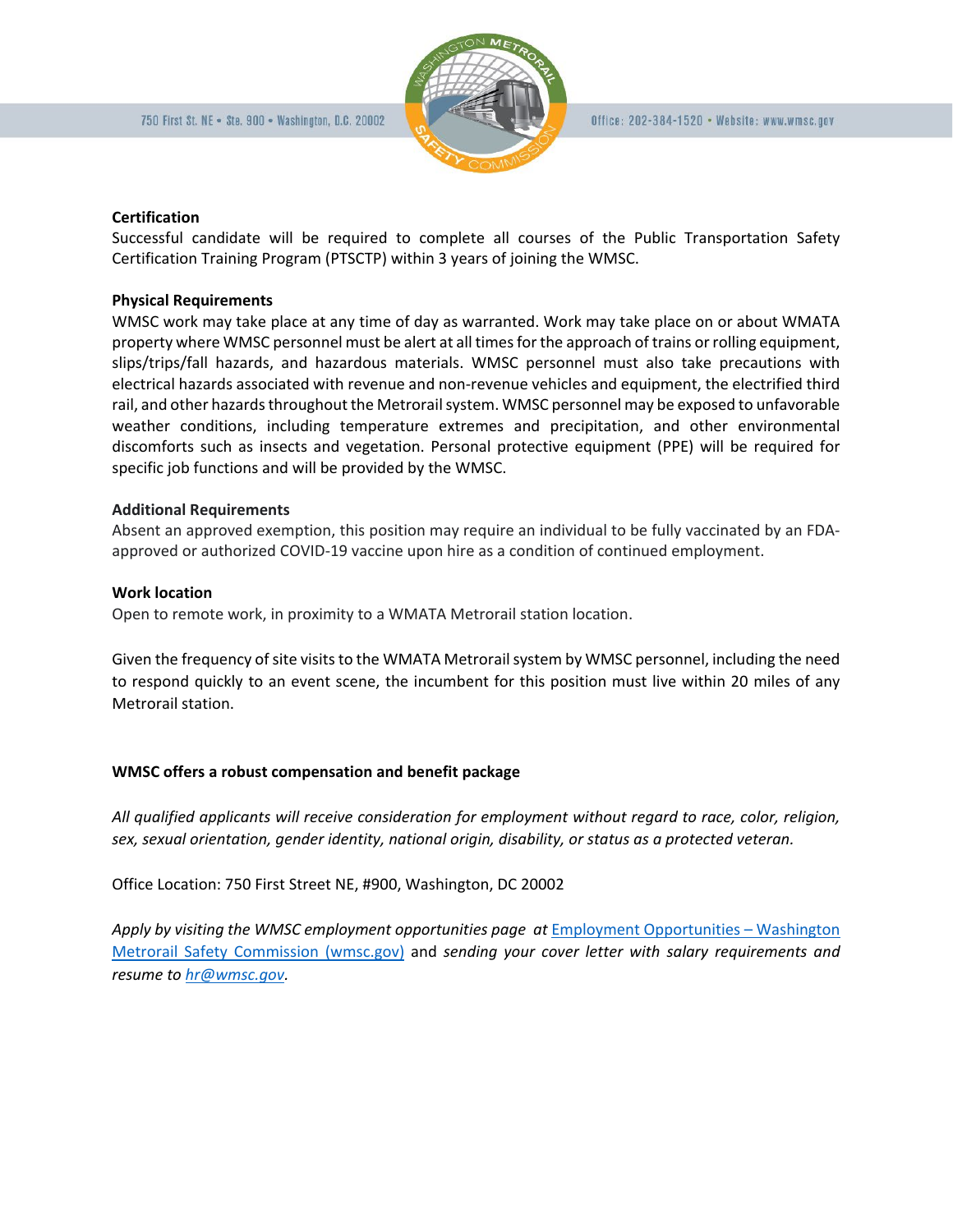**Certification**
Successful candidate will be required to complete all courses of the Public Transportation Safety Certification Training Program (PTSCTP) within 3 years of joining the WMSC.

**Physical Requirements**
WMSC work may take place at any time of day as warranted. Work may take place on or about WMATA property where WMSC personnel must be alert at all times for the approach of trains or rolling equipment, slips/trips/fall hazards, and hazardous materials. WMSC personnel must also take precautions with electrical hazards associated with revenue and non-revenue vehicles and equipment, the electrified third rail, and other hazards throughout the Metrorail system. WMSC personnel may be exposed to unfavorable weather conditions, including temperature extremes and precipitation, and other environmental discomforts such as insects and vegetation. Personal protective equipment (PPE) will be required for specific job functions and will be provided by the WMSC.

**Additional Requirements**
Absent an approved exemption, this position may require an individual to be fully vaccinated by an FDA-approved or authorized COVID-19 vaccine upon hire as a condition of continued employment.

**Work location**
Open to remote work, in proximity to a WMATA Metrorail station location.

Given the frequency of site visits to the WMATA Metrorail system by WMSC personnel, including the need to respond quickly to an event scene, the incumbent for this position must live within 20 miles of any Metrorail station.

**WMSC offers a robust compensation and benefit package**

*All qualified applicants will receive consideration for employment without regard to race, color, religion, sex, sexual orientation, gender identity, national origin, disability, or status as a protected veteran.*

Office Location: 750 First Street NE, #900, Washington, DC 20002

*Apply by visiting the WMSC employment opportunities page at* [Employment Opportunities – Washington Metrorail Safety Commission (wmsc.gov)](https://wmsc.gov) and *sending your cover letter with salary requirements and resume to* *[hr@wmsc.gov](mailto:hr@wmsc.gov).*